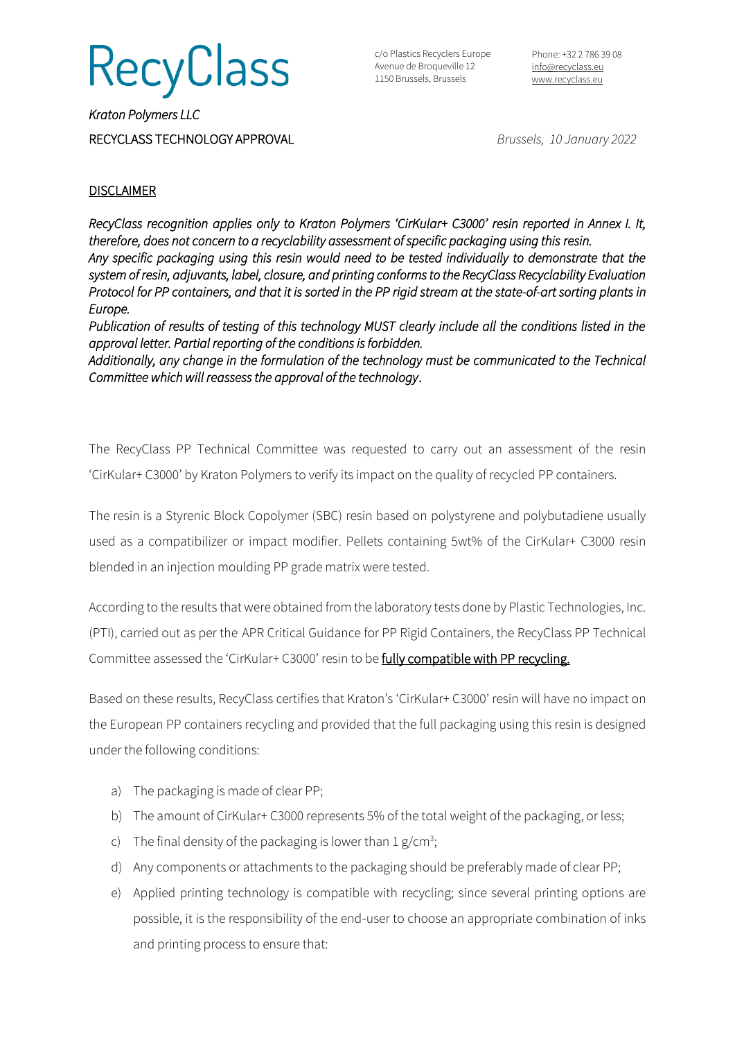# RecyClass

c/o Plastics Recyclers Europe
Avenue de Broqueville 12
1150 Brussels, Brussels

Phone: +32 2 786 39 08
info@recyclass.eu
www.recyclass.eu

*Kraton Polymers LLC*

RECYCLASS TECHNOLOGY APPROVAL

*Brussels, 10 January 2022*

## DISCLAIMER

*RecyClass recognition applies only to Kraton Polymers 'CirKular+ C3000' resin reported in Annex I. It, therefore, does not concern to a recyclability assessment of specific packaging using this resin.*
*Any specific packaging using this resin would need to be tested individually to demonstrate that the system of resin, adjuvants, label, closure, and printing conforms to the RecyClass Recyclability Evaluation Protocol for PP containers, and that it is sorted in the PP rigid stream at the state-of-art sorting plants in Europe.*
*Publication of results of testing of this technology MUST clearly include all the conditions listed in the approval letter. Partial reporting of the conditions is forbidden.*
*Additionally, any change in the formulation of the technology must be communicated to the Technical Committee which will reassess the approval of the technology*.

The RecyClass PP Technical Committee was requested to carry out an assessment of the resin 'CirKular+ C3000' by Kraton Polymers to verify its impact on the quality of recycled PP containers.

The resin is a Styrenic Block Copolymer (SBC) resin based on polystyrene and polybutadiene usually used as a compatibilizer or impact modifier. Pellets containing 5wt% of the CirKular+ C3000 resin blended in an injection moulding PP grade matrix were tested.

According to the results that were obtained from the laboratory tests done by Plastic Technologies, Inc. (PTI), carried out as per the APR Critical Guidance for PP Rigid Containers, the RecyClass PP Technical Committee assessed the 'CirKular+ C3000' resin to be fully compatible with PP recycling.

Based on these results, RecyClass certifies that Kraton's 'CirKular+ C3000' resin will have no impact on the European PP containers recycling and provided that the full packaging using this resin is designed under the following conditions:

a) The packaging is made of clear PP;
b) The amount of CirKular+ C3000 represents 5% of the total weight of the packaging, or less;
c) The final density of the packaging is lower than 1 g/cm$^3$;
d) Any components or attachments to the packaging should be preferably made of clear PP;
e) Applied printing technology is compatible with recycling; since several printing options are possible, it is the responsibility of the end-user to choose an appropriate combination of inks and printing process to ensure that: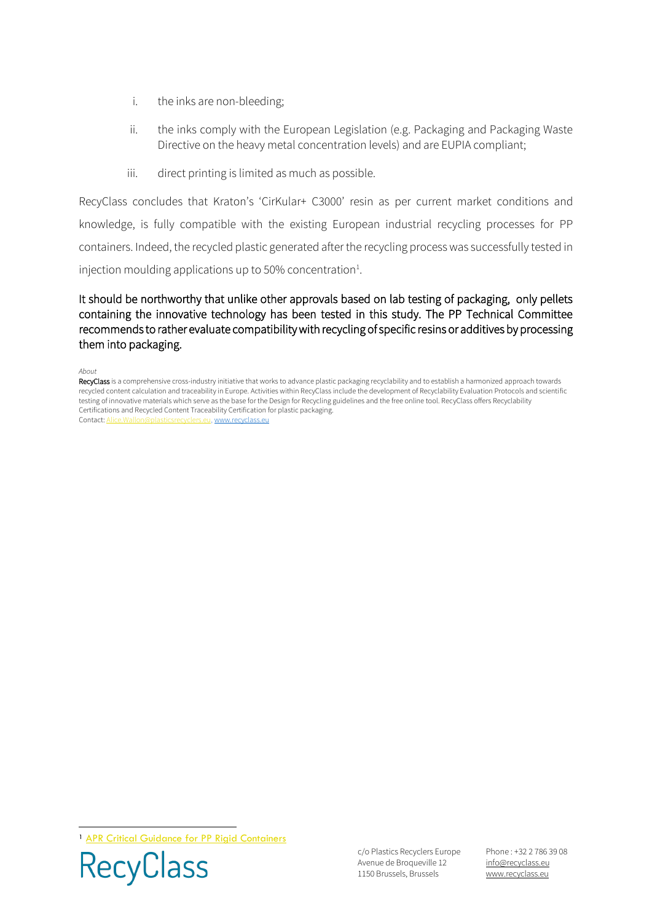i. the inks are non-bleeding;

ii. the inks comply with the European Legislation (e.g. Packaging and Packaging Waste Directive on the heavy metal concentration levels) and are EUPIA compliant;

iii. direct printing is limited as much as possible.

RecyClass concludes that Kraton's 'CirKular+ C3000' resin as per current market conditions and knowledge, is fully compatible with the existing European industrial recycling processes for PP containers. Indeed, the recycled plastic generated after the recycling process was successfully tested in injection moulding applications up to 50% concentration[1].

It should be northworthy that unlike other approvals based on lab testing of packaging, only pellets containing the innovative technology has been tested in this study. The PP Technical Committee recommends to rather evaluate compatibility with recycling of specific resins or additives by processing them into packaging.

*About*

RecyClass is a comprehensive cross-industry initiative that works to advance plastic packaging recyclability and to establish a harmonized approach towards recycled content calculation and traceability in Europe. Activities within RecyClass include the development of Recyclability Evaluation Protocols and scientific testing of innovative materials which serve as the base for the Design for Recycling guidelines and the free online tool. RecyClass offers Recyclability Certifications and Recycled Content Traceability Certification for plastic packaging.
Contact: Alice.Wallon@plasticsrecyclers.eu, www.recyclass.eu

[1] APR Critical Guidance for PP Rigid Containers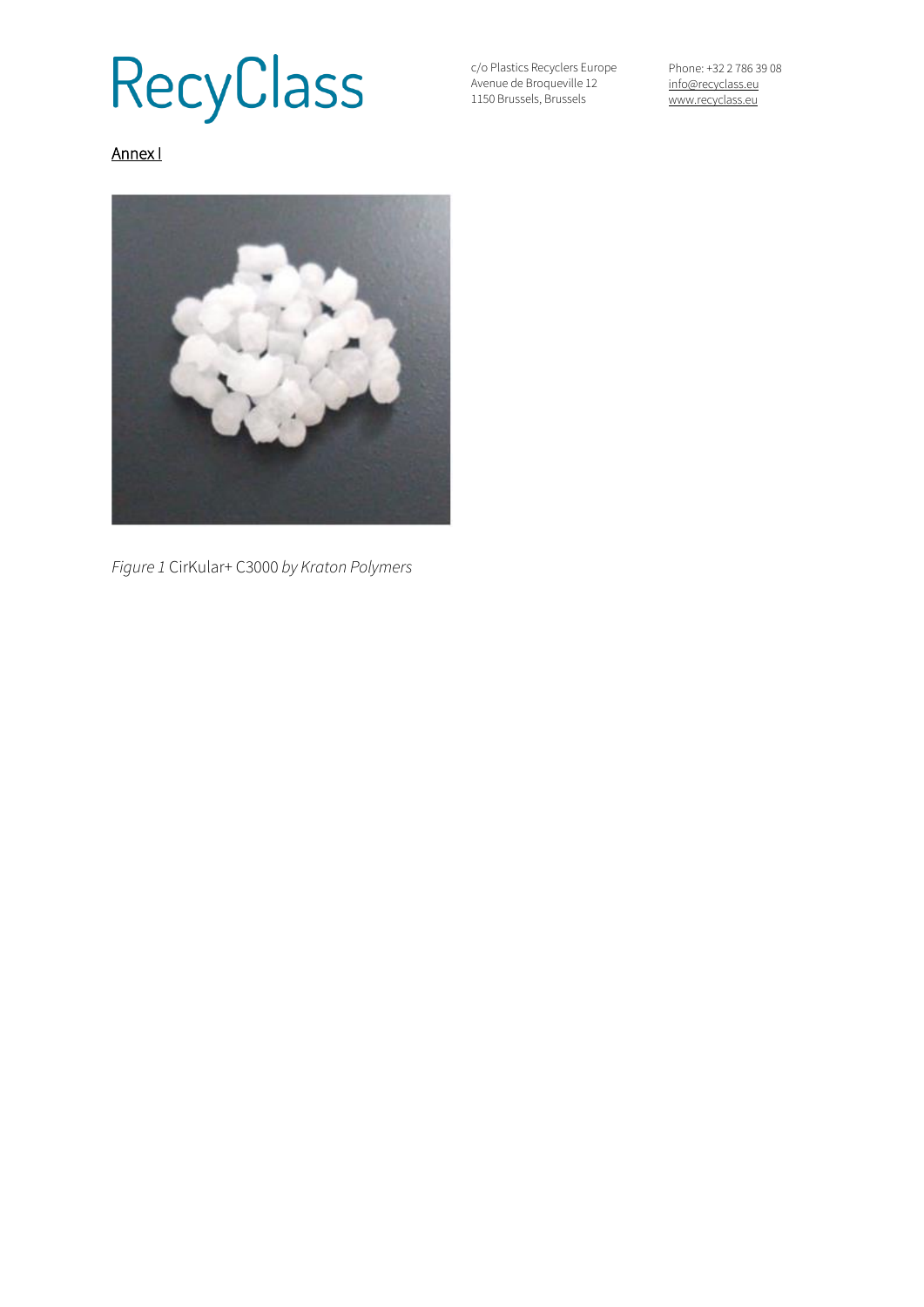Annex I

*Figure 1* CirKular+ C3000 *by Kraton Polymers*